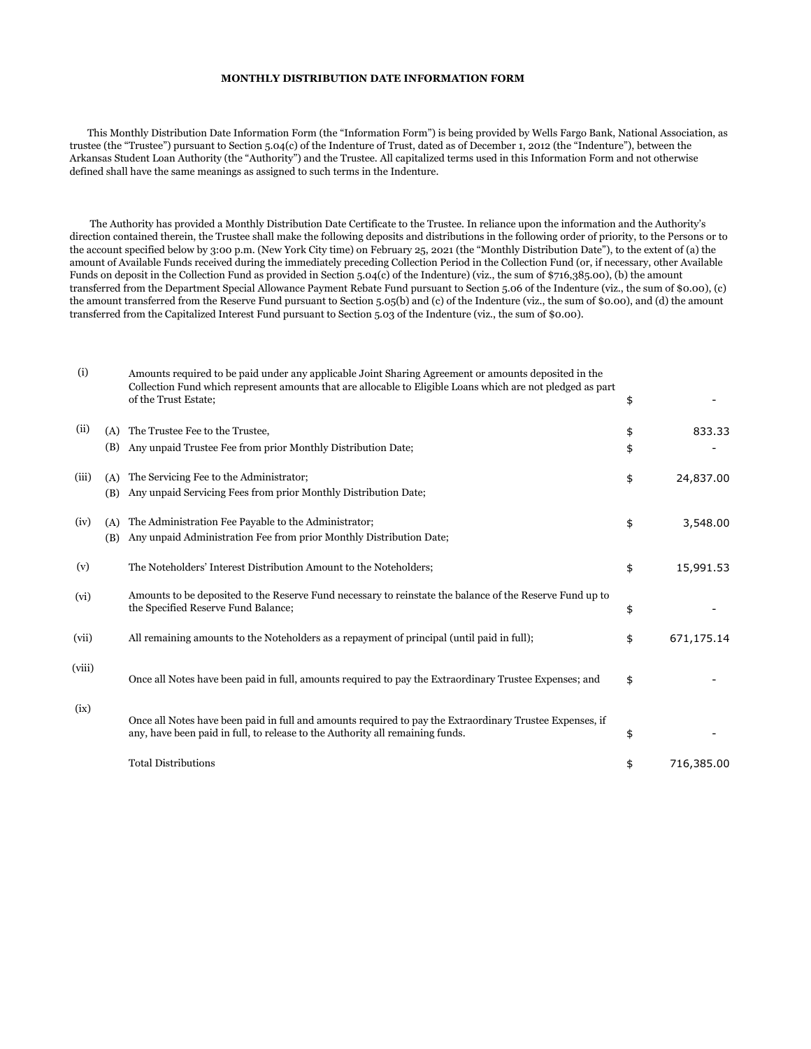**MONTHLY DISTRIBUTION DATE INFORMATION FORM**

This Monthly Distribution Date Information Form (the "Information Form") is being provided by Wells Fargo Bank, National Association, as trustee (the "Trustee") pursuant to Section 5.04(c) of the Indenture of Trust, dated as of December 1, 2012 (the "Indenture"), between the Arkansas Student Loan Authority (the "Authority") and the Trustee. All capitalized terms used in this Information Form and not otherwise defined shall have the same meanings as assigned to such terms in the Indenture.

The Authority has provided a Monthly Distribution Date Certificate to the Trustee. In reliance upon the information and the Authority's direction contained therein, the Trustee shall make the following deposits and distributions in the following order of priority, to the Persons or to the account specified below by 3:00 p.m. (New York City time) on February 25, 2021 (the "Monthly Distribution Date"), to the extent of (a) the amount of Available Funds received during the immediately preceding Collection Period in the Collection Fund (or, if necessary, other Available Funds on deposit in the Collection Fund as provided in Section 5.04(c) of the Indenture) (viz., the sum of $716,385.00), (b) the amount transferred from the Department Special Allowance Payment Rebate Fund pursuant to Section 5.06 of the Indenture (viz., the sum of $0.00), (c) the amount transferred from the Reserve Fund pursuant to Section 5.05(b) and (c) of the Indenture (viz., the sum of $0.00), and (d) the amount transferred from the Capitalized Interest Fund pursuant to Section 5.03 of the Indenture (viz., the sum of $0.00).

| | | | | |
|---|---|---|---|---|
| (i) | | Amounts required to be paid under any applicable Joint Sharing Agreement or amounts deposited in the Collection Fund which represent amounts that are allocable to Eligible Loans which are not pledged as part of the Trust Estate; | $ | - |
| (ii) | (A) | The Trustee Fee to the Trustee, | $ | 833.33 |
| | (B) | Any unpaid Trustee Fee from prior Monthly Distribution Date; | $ | - |
| (iii) | (A) | The Servicing Fee to the Administrator; | $ | 24,837.00 |
| | (B) | Any unpaid Servicing Fees from prior Monthly Distribution Date; | | |
| (iv) | (A) | The Administration Fee Payable to the Administrator; | $ | 3,548.00 |
| | (B) | Any unpaid Administration Fee from prior Monthly Distribution Date; | | |
| (v) | | The Noteholders' Interest Distribution Amount to the Noteholders; | $ | 15,991.53 |
| (vi) | | Amounts to be deposited to the Reserve Fund necessary to reinstate the balance of the Reserve Fund up to the Specified Reserve Fund Balance; | $ | - |
| (vii) | | All remaining amounts to the Noteholders as a repayment of principal (until paid in full); | $ | 671,175.14 |
| (viii) | | Once all Notes have been paid in full, amounts required to pay the Extraordinary Trustee Expenses; and | $ | - |
| (ix) | | Once all Notes have been paid in full and amounts required to pay the Extraordinary Trustee Expenses, if any, have been paid in full, to release to the Authority all remaining funds. | $ | - |
| | | Total Distributions | $ | 716,385.00 |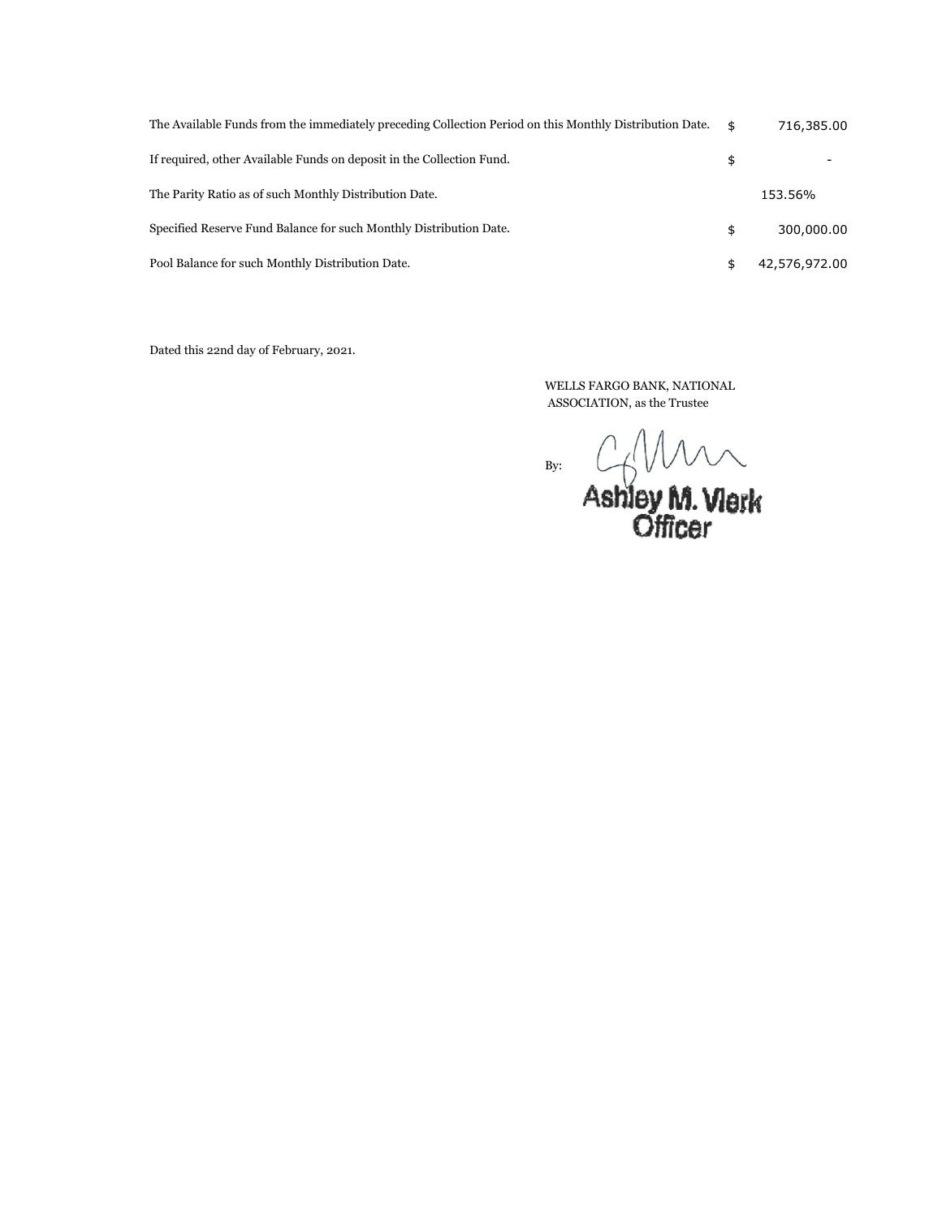| | | |
|---|---|---|
| The Available Funds from the immediately preceding Collection Period on this Monthly Distribution Date. | $ | 716,385.00 |
| If required, other Available Funds on deposit in the Collection Fund. | $ | - |
| The Parity Ratio as of such Monthly Distribution Date. | | 153.56% |
| Specified Reserve Fund Balance for such Monthly Distribution Date. | $ | 300,000.00 |
| Pool Balance for such Monthly Distribution Date. | $ | 42,576,972.00 |

Dated this 22nd day of February, 2021.

WELLS FARGO BANK, NATIONAL ASSOCIATION, as the Trustee

By:

Ashley M. Vlerk
Officer